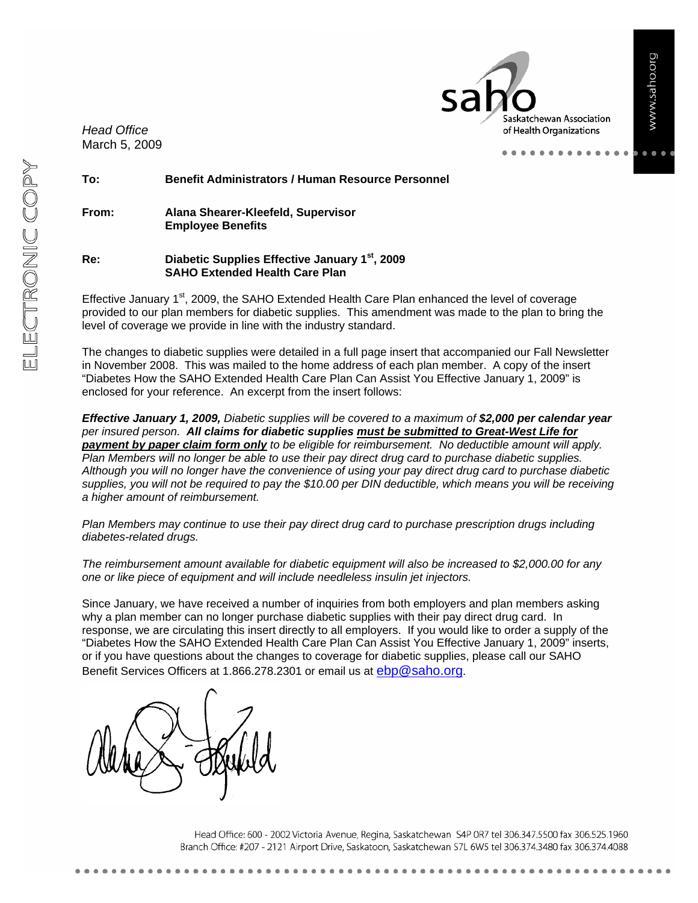*Head Office*
March 5, 2009

**To:** **Benefit Administrators / Human Resource Personnel**

**From:** **Alana Shearer-Kleefeld, Supervisor**
**Employee Benefits**

**Re:** **Diabetic Supplies Effective January 1st, 2009**
**SAHO Extended Health Care Plan**

Effective January 1st, 2009, the SAHO Extended Health Care Plan enhanced the level of coverage provided to our plan members for diabetic supplies. This amendment was made to the plan to bring the level of coverage we provide in line with the industry standard.

The changes to diabetic supplies were detailed in a full page insert that accompanied our Fall Newsletter in November 2008. This was mailed to the home address of each plan member. A copy of the insert "Diabetes How the SAHO Extended Health Care Plan Can Assist You Effective January 1, 2009" is enclosed for your reference. An excerpt from the insert follows:

***Effective January 1, 2009,*** *Diabetic supplies will be covered to a maximum of* ***$2,000 per calendar year*** *per insured person.* ***All claims for diabetic supplies <u>must be submitted to Great-West Life for payment by paper claim form only</u>*** *to be eligible for reimbursement. No deductible amount will apply. Plan Members will no longer be able to use their pay direct drug card to purchase diabetic supplies. Although you will no longer have the convenience of using your pay direct drug card to purchase diabetic supplies, you will not be required to pay the $10.00 per DIN deductible, which means you will be receiving a higher amount of reimbursement.*

*Plan Members may continue to use their pay direct drug card to purchase prescription drugs including diabetes-related drugs.*

*The reimbursement amount available for diabetic equipment will also be increased to $2,000.00 for any one or like piece of equipment and will include needleless insulin jet injectors.*

Since January, we have received a number of inquiries from both employers and plan members asking why a plan member can no longer purchase diabetic supplies with their pay direct drug card. In response, we are circulating this insert directly to all employers. If you would like to order a supply of the "Diabetes How the SAHO Extended Health Care Plan Can Assist You Effective January 1, 2009" inserts, or if you have questions about the changes to coverage for diabetic supplies, please call our SAHO Benefit Services Officers at 1.866.278.2301 or email us at ebp@saho.org.

Head Office: 600 - 2002 Victoria Avenue, Regina, Saskatchewan S4P 0R7 tel 306.347.5500 fax 306.525.1960
Branch Office: #207 - 2121 Airport Drive, Saskatoon, Saskatchewan S7L 6W5 tel 306.374.3480 fax 306.374.4088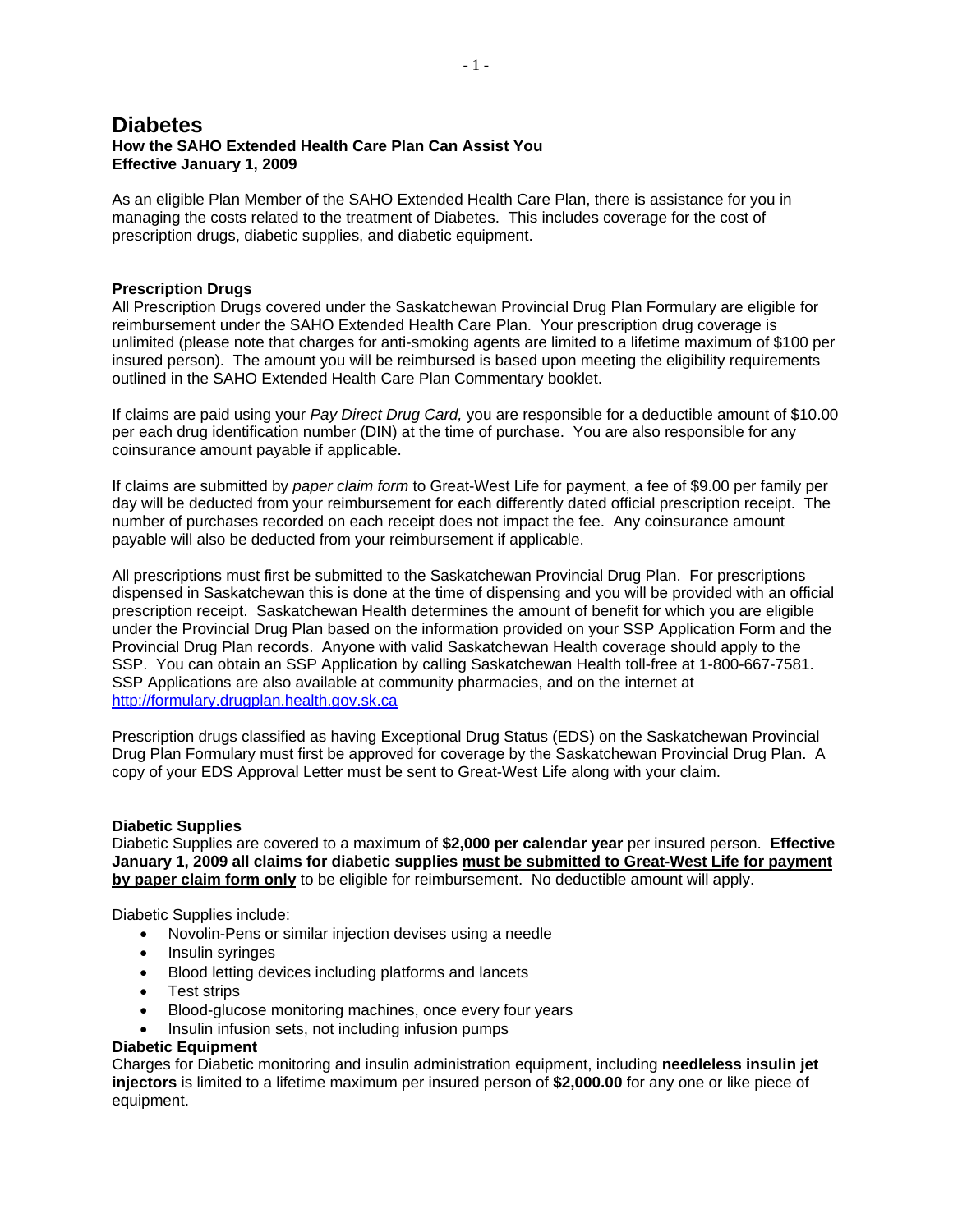# Diabetes

**How the SAHO Extended Health Care Plan Can Assist You**
**Effective January 1, 2009**

As an eligible Plan Member of the SAHO Extended Health Care Plan, there is assistance for you in managing the costs related to the treatment of Diabetes. This includes coverage for the cost of prescription drugs, diabetic supplies, and diabetic equipment.

**Prescription Drugs**

All Prescription Drugs covered under the Saskatchewan Provincial Drug Plan Formulary are eligible for reimbursement under the SAHO Extended Health Care Plan. Your prescription drug coverage is unlimited (please note that charges for anti-smoking agents are limited to a lifetime maximum of $100 per insured person). The amount you will be reimbursed is based upon meeting the eligibility requirements outlined in the SAHO Extended Health Care Plan Commentary booklet.

If claims are paid using your *Pay Direct Drug Card,* you are responsible for a deductible amount of $10.00 per each drug identification number (DIN) at the time of purchase. You are also responsible for any coinsurance amount payable if applicable.

If claims are submitted by *paper claim form* to Great-West Life for payment, a fee of $9.00 per family per day will be deducted from your reimbursement for each differently dated official prescription receipt. The number of purchases recorded on each receipt does not impact the fee. Any coinsurance amount payable will also be deducted from your reimbursement if applicable.

All prescriptions must first be submitted to the Saskatchewan Provincial Drug Plan. For prescriptions dispensed in Saskatchewan this is done at the time of dispensing and you will be provided with an official prescription receipt. Saskatchewan Health determines the amount of benefit for which you are eligible under the Provincial Drug Plan based on the information provided on your SSP Application Form and the Provincial Drug Plan records. Anyone with valid Saskatchewan Health coverage should apply to the SSP. You can obtain an SSP Application by calling Saskatchewan Health toll-free at 1-800-667-7581. SSP Applications are also available at community pharmacies, and on the internet at http://formulary.drugplan.health.gov.sk.ca

Prescription drugs classified as having Exceptional Drug Status (EDS) on the Saskatchewan Provincial Drug Plan Formulary must first be approved for coverage by the Saskatchewan Provincial Drug Plan. A copy of your EDS Approval Letter must be sent to Great-West Life along with your claim.

**Diabetic Supplies**

Diabetic Supplies are covered to a maximum of **$2,000 per calendar year** per insured person. **Effective January 1, 2009 all claims for diabetic supplies must be submitted to Great-West Life for payment by paper claim form only** to be eligible for reimbursement. No deductible amount will apply.

Diabetic Supplies include:

- Novolin-Pens or similar injection devises using a needle
- Insulin syringes
- Blood letting devices including platforms and lancets
- Test strips
- Blood-glucose monitoring machines, once every four years
- Insulin infusion sets, not including infusion pumps

**Diabetic Equipment**

Charges for Diabetic monitoring and insulin administration equipment, including **needleless insulin jet injectors** is limited to a lifetime maximum per insured person of **$2,000.00** for any one or like piece of equipment.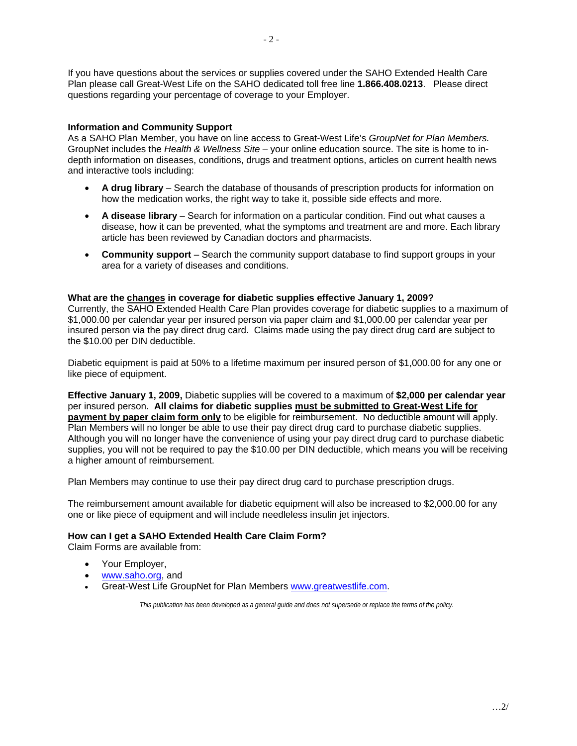If you have questions about the services or supplies covered under the SAHO Extended Health Care Plan please call Great-West Life on the SAHO dedicated toll free line **1.866.408.0213**. Please direct questions regarding your percentage of coverage to your Employer.

**Information and Community Support**

As a SAHO Plan Member, you have on line access to Great-West Life's *GroupNet for Plan Members.* GroupNet includes the *Health & Wellness Site* – your online education source. The site is home to in-depth information on diseases, conditions, drugs and treatment options, articles on current health news and interactive tools including:

- **A drug library** – Search the database of thousands of prescription products for information on how the medication works, the right way to take it, possible side effects and more.
- **A disease library** – Search for information on a particular condition. Find out what causes a disease, how it can be prevented, what the symptoms and treatment are and more. Each library article has been reviewed by Canadian doctors and pharmacists.
- **Community support** – Search the community support database to find support groups in your area for a variety of diseases and conditions.

**What are the <u>changes</u> in coverage for diabetic supplies effective January 1, 2009?**

Currently, the SAHO Extended Health Care Plan provides coverage for diabetic supplies to a maximum of $1,000.00 per calendar year per insured person via paper claim and $1,000.00 per calendar year per insured person via the pay direct drug card. Claims made using the pay direct drug card are subject to the $10.00 per DIN deductible.

Diabetic equipment is paid at 50% to a lifetime maximum per insured person of $1,000.00 for any one or like piece of equipment.

**Effective January 1, 2009,** Diabetic supplies will be covered to a maximum of **$2,000 per calendar year** per insured person. **All claims for diabetic supplies <u>must be submitted to Great-West Life for payment by paper claim form only</u>** to be eligible for reimbursement. No deductible amount will apply. Plan Members will no longer be able to use their pay direct drug card to purchase diabetic supplies. Although you will no longer have the convenience of using your pay direct drug card to purchase diabetic supplies, you will not be required to pay the $10.00 per DIN deductible, which means you will be receiving a higher amount of reimbursement.

Plan Members may continue to use their pay direct drug card to purchase prescription drugs.

The reimbursement amount available for diabetic equipment will also be increased to $2,000.00 for any one or like piece of equipment and will include needleless insulin jet injectors.

**How can I get a SAHO Extended Health Care Claim Form?**

Claim Forms are available from:

- Your Employer,
- www.saho.org, and
- Great-West Life GroupNet for Plan Members www.greatwestlife.com.

*This publication has been developed as a general guide and does not supersede or replace the terms of the policy.*